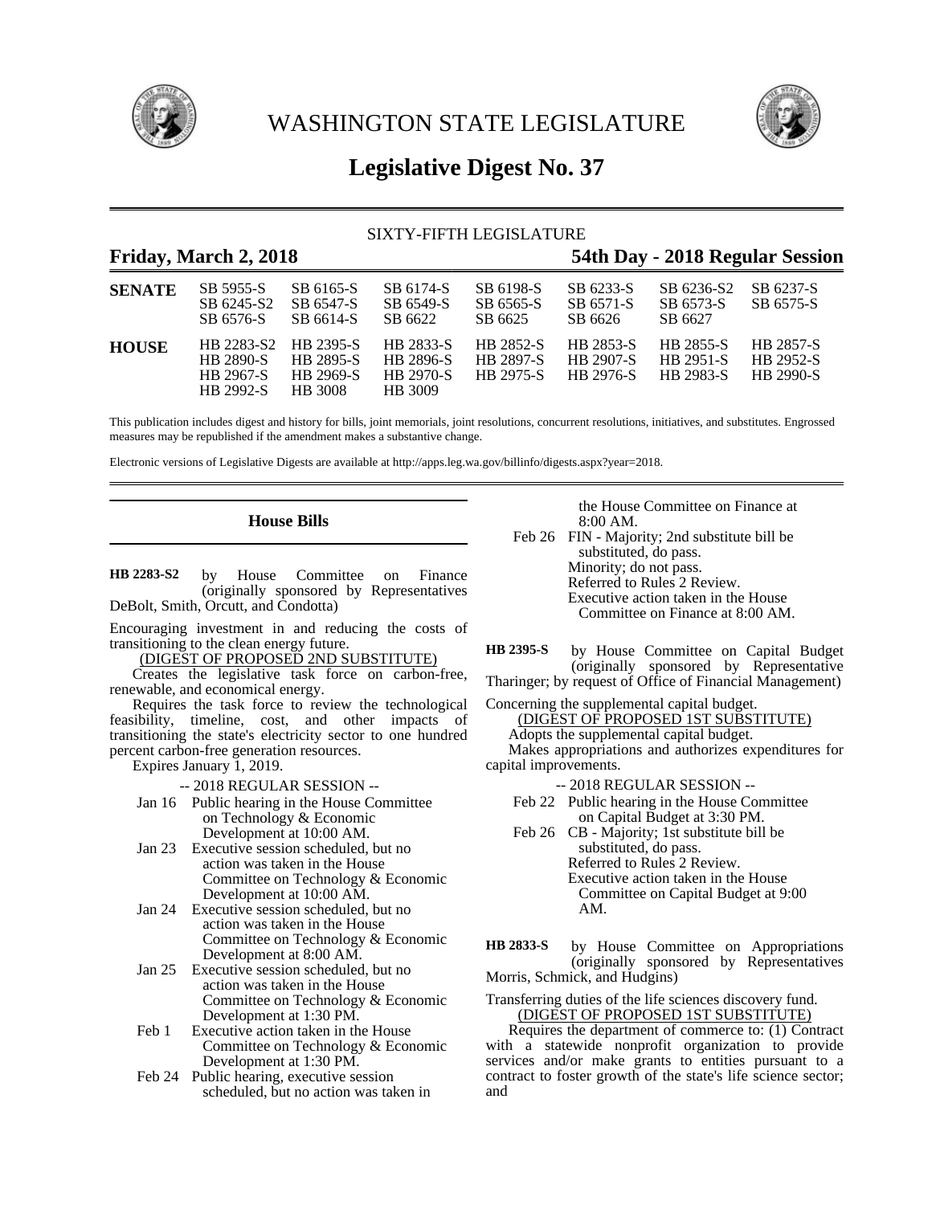# WASHINGTON STATE LEGISLATURE

## Legislative Digest No. 37

SIXTY-FIFTH LEGISLATURE

**Friday, March 2, 2018** **54th Day - 2018 Regular Session**

| | | | | | | | |
|---|---|---|---|---|---|---|---|
| **SENATE** | SB 5955-S | SB 6165-S | SB 6174-S | SB 6198-S | SB 6233-S | SB 6236-S2 | SB 6237-S |
| | SB 6245-S2 | SB 6547-S | SB 6549-S | SB 6565-S | SB 6571-S | SB 6573-S | SB 6575-S |
| | SB 6576-S | SB 6614-S | SB 6622 | SB 6625 | SB 6626 | SB 6627 | |
| **HOUSE** | HB 2283-S2 | HB 2395-S | HB 2833-S | HB 2852-S | HB 2853-S | HB 2855-S | HB 2857-S |
| | HB 2890-S | HB 2895-S | HB 2896-S | HB 2897-S | HB 2907-S | HB 2951-S | HB 2952-S |
| | HB 2967-S | HB 2969-S | HB 2970-S | HB 2975-S | HB 2976-S | HB 2983-S | HB 2990-S |
| | HB 2992-S | HB 3008 | HB 3009 | | | | |

This publication includes digest and history for bills, joint memorials, joint resolutions, concurrent resolutions, initiatives, and substitutes. Engrossed measures may be republished if the amendment makes a substantive change.

Electronic versions of Legislative Digests are available at http://apps.leg.wa.gov/billinfo/digests.aspx?year=2018.

### House Bills

**HB 2283-S2** by House Committee on Finance (originally sponsored by Representatives DeBolt, Smith, Orcutt, and Condotta)

Encouraging investment in and reducing the costs of transitioning to the clean energy future.

(DIGEST OF PROPOSED 2ND SUBSTITUTE)

Creates the legislative task force on carbon-free, renewable, and economical energy.

Requires the task force to review the technological feasibility, timeline, cost, and other impacts of transitioning the state's electricity sector to one hundred percent carbon-free generation resources.

Expires January 1, 2019.

-- 2018 REGULAR SESSION --

Jan 16 Public hearing in the House Committee on Technology & Economic Development at 10:00 AM.

Jan 23 Executive session scheduled, but no action was taken in the House Committee on Technology & Economic Development at 10:00 AM.

Jan 24 Executive session scheduled, but no action was taken in the House Committee on Technology & Economic Development at 8:00 AM.

Jan 25 Executive session scheduled, but no action was taken in the House Committee on Technology & Economic Development at 1:30 PM.

Feb 1 Executive action taken in the House Committee on Technology & Economic Development at 1:30 PM.

Feb 24 Public hearing, executive session scheduled, but no action was taken in the House Committee on Finance at 8:00 AM.

Feb 26 FIN - Majority; 2nd substitute bill be substituted, do pass.
Minority; do not pass.
Referred to Rules 2 Review.
Executive action taken in the House Committee on Finance at 8:00 AM.

**HB 2395-S** by House Committee on Capital Budget (originally sponsored by Representative Tharinger; by request of Office of Financial Management)

Concerning the supplemental capital budget.

(DIGEST OF PROPOSED 1ST SUBSTITUTE)

Adopts the supplemental capital budget.

Makes appropriations and authorizes expenditures for capital improvements.

-- 2018 REGULAR SESSION --

Feb 22 Public hearing in the House Committee on Capital Budget at 3:30 PM.

Feb 26 CB - Majority; 1st substitute bill be substituted, do pass.
Referred to Rules 2 Review.
Executive action taken in the House Committee on Capital Budget at 9:00 AM.

**HB 2833-S** by House Committee on Appropriations (originally sponsored by Representatives Morris, Schmick, and Hudgins)

Transferring duties of the life sciences discovery fund.

(DIGEST OF PROPOSED 1ST SUBSTITUTE)

Requires the department of commerce to: (1) Contract with a statewide nonprofit organization to provide services and/or make grants to entities pursuant to a contract to foster growth of the state's life science sector; and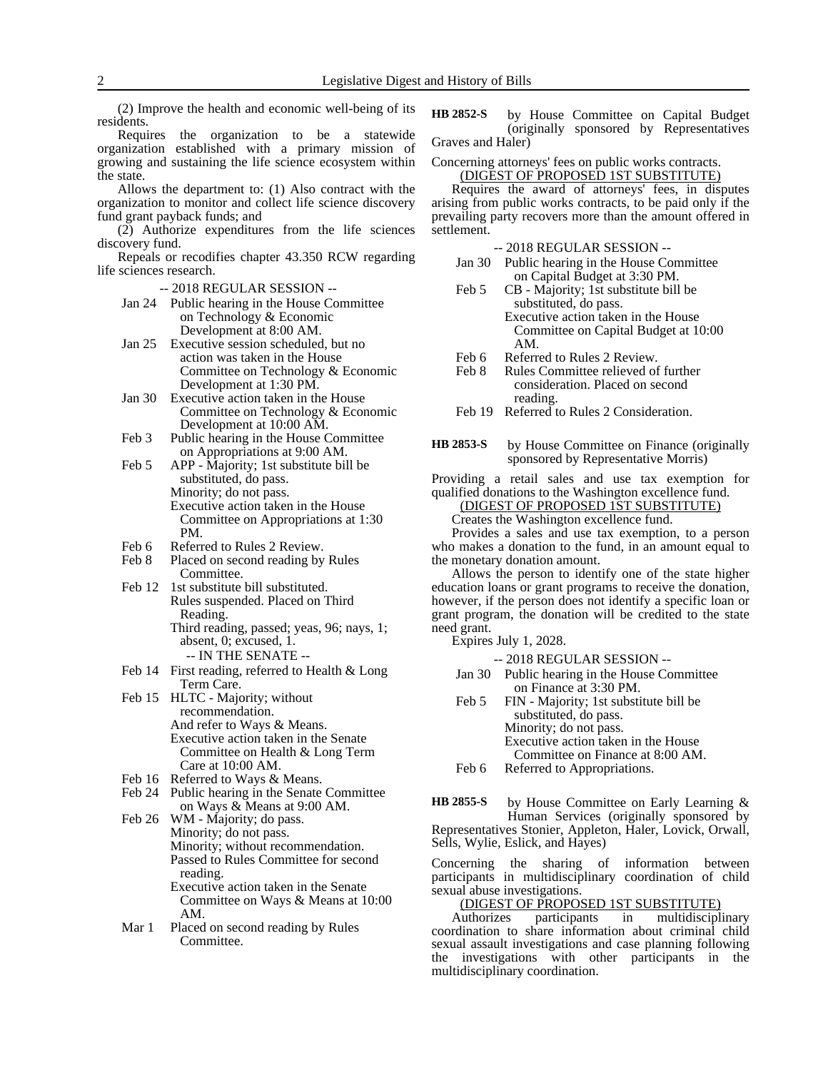(2) Improve the health and economic well-being of its residents.

Requires the organization to be a statewide organization established with a primary mission of growing and sustaining the life science ecosystem within the state.

Allows the department to: (1) Also contract with the organization to monitor and collect life science discovery fund grant payback funds; and

(2) Authorize expenditures from the life sciences discovery fund.

Repeals or recodifies chapter 43.350 RCW regarding life sciences research.

-- 2018 REGULAR SESSION --

Jan 24 Public hearing in the House Committee on Technology & Economic Development at 8:00 AM.
Jan 25 Executive session scheduled, but no action was taken in the House Committee on Technology & Economic Development at 1:30 PM.
Jan 30 Executive action taken in the House Committee on Technology & Economic Development at 10:00 AM.
Feb 3 Public hearing in the House Committee on Appropriations at 9:00 AM.
Feb 5 APP - Majority; 1st substitute bill be substituted, do pass.
Minority; do not pass.
Executive action taken in the House Committee on Appropriations at 1:30 PM.
Feb 6 Referred to Rules 2 Review.
Feb 8 Placed on second reading by Rules Committee.
Feb 12 1st substitute bill substituted.
Rules suspended. Placed on Third Reading.
Third reading, passed; yeas, 96; nays, 1; absent, 0; excused, 1.

-- IN THE SENATE --

Feb 14 First reading, referred to Health & Long Term Care.
Feb 15 HLTC - Majority; without recommendation.
And refer to Ways & Means.
Executive action taken in the Senate Committee on Health & Long Term Care at 10:00 AM.
Feb 16 Referred to Ways & Means.
Feb 24 Public hearing in the Senate Committee on Ways & Means at 9:00 AM.
Feb 26 WM - Majority; do pass.
Minority; do not pass.
Minority; without recommendation.
Passed to Rules Committee for second reading.
Executive action taken in the Senate Committee on Ways & Means at 10:00 AM.
Mar 1 Placed on second reading by Rules Committee.

**HB 2852-S** by House Committee on Capital Budget (originally sponsored by Representatives Graves and Haler)

Concerning attorneys' fees on public works contracts.

(DIGEST OF PROPOSED 1ST SUBSTITUTE)

Requires the award of attorneys' fees, in disputes arising from public works contracts, to be paid only if the prevailing party recovers more than the amount offered in settlement.

-- 2018 REGULAR SESSION --

Jan 30 Public hearing in the House Committee on Capital Budget at 3:30 PM.
Feb 5 CB - Majority; 1st substitute bill be substituted, do pass.
Executive action taken in the House Committee on Capital Budget at 10:00 AM.
Feb 6 Referred to Rules 2 Review.
Feb 8 Rules Committee relieved of further consideration. Placed on second reading.
Feb 19 Referred to Rules 2 Consideration.

**HB 2853-S** by House Committee on Finance (originally sponsored by Representative Morris)

Providing a retail sales and use tax exemption for qualified donations to the Washington excellence fund.

(DIGEST OF PROPOSED 1ST SUBSTITUTE)

Creates the Washington excellence fund.

Provides a sales and use tax exemption, to a person who makes a donation to the fund, in an amount equal to the monetary donation amount.

Allows the person to identify one of the state higher education loans or grant programs to receive the donation, however, if the person does not identify a specific loan or grant program, the donation will be credited to the state need grant.

Expires July 1, 2028.

-- 2018 REGULAR SESSION --

Jan 30 Public hearing in the House Committee on Finance at 3:30 PM.
Feb 5 FIN - Majority; 1st substitute bill be substituted, do pass.
Minority; do not pass.
Executive action taken in the House Committee on Finance at 8:00 AM.
Feb 6 Referred to Appropriations.

**HB 2855-S** by House Committee on Early Learning & Human Services (originally sponsored by Representatives Stonier, Appleton, Haler, Lovick, Orwall, Sells, Wylie, Eslick, and Hayes)

Concerning the sharing of information between participants in multidisciplinary coordination of child sexual abuse investigations.

(DIGEST OF PROPOSED 1ST SUBSTITUTE)

Authorizes participants in multidisciplinary coordination to share information about criminal child sexual assault investigations and case planning following the investigations with other participants in the multidisciplinary coordination.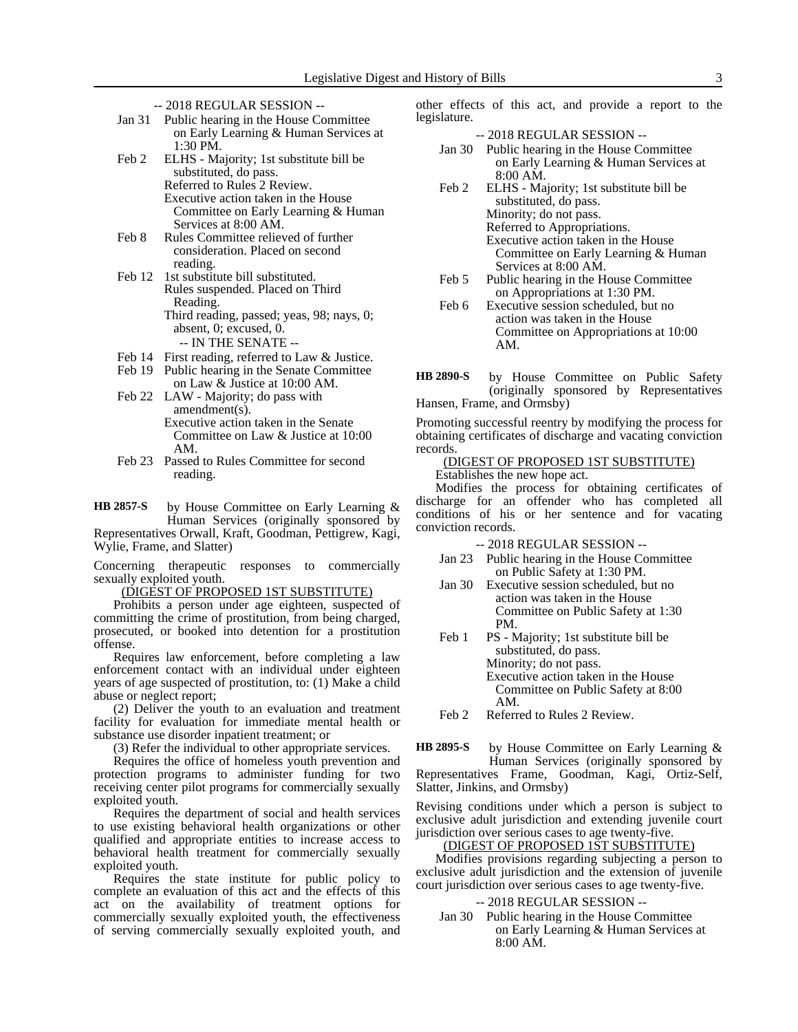-- 2018 REGULAR SESSION --

Jan 31 Public hearing in the House Committee on Early Learning & Human Services at 1:30 PM.

Feb 2 ELHS - Majority; 1st substitute bill be substituted, do pass.
Referred to Rules 2 Review.
Executive action taken in the House Committee on Early Learning & Human Services at 8:00 AM.

Feb 8 Rules Committee relieved of further consideration. Placed on second reading.

Feb 12 1st substitute bill substituted.
Rules suspended. Placed on Third Reading.
Third reading, passed; yeas, 98; nays, 0; absent, 0; excused, 0.

-- IN THE SENATE --

Feb 14 First reading, referred to Law & Justice.

Feb 19 Public hearing in the Senate Committee on Law & Justice at 10:00 AM.

Feb 22 LAW - Majority; do pass with amendment(s).
Executive action taken in the Senate Committee on Law & Justice at 10:00 AM.

Feb 23 Passed to Rules Committee for second reading.

**HB 2857-S** by House Committee on Early Learning & Human Services (originally sponsored by Representatives Orwall, Kraft, Goodman, Pettigrew, Kagi, Wylie, Frame, and Slatter)

Concerning therapeutic responses to commercially sexually exploited youth.

(DIGEST OF PROPOSED 1ST SUBSTITUTE)

Prohibits a person under age eighteen, suspected of committing the crime of prostitution, from being charged, prosecuted, or booked into detention for a prostitution offense.

Requires law enforcement, before completing a law enforcement contact with an individual under eighteen years of age suspected of prostitution, to: (1) Make a child abuse or neglect report;

(2) Deliver the youth to an evaluation and treatment facility for evaluation for immediate mental health or substance use disorder inpatient treatment; or

(3) Refer the individual to other appropriate services.

Requires the office of homeless youth prevention and protection programs to administer funding for two receiving center pilot programs for commercially sexually exploited youth.

Requires the department of social and health services to use existing behavioral health organizations or other qualified and appropriate entities to increase access to behavioral health treatment for commercially sexually exploited youth.

Requires the state institute for public policy to complete an evaluation of this act and the effects of this act on the availability of treatment options for commercially sexually exploited youth, the effectiveness of serving commercially sexually exploited youth, and other effects of this act, and provide a report to the legislature.

-- 2018 REGULAR SESSION --

Jan 30 Public hearing in the House Committee on Early Learning & Human Services at 8:00 AM.

Feb 2 ELHS - Majority; 1st substitute bill be substituted, do pass.
Minority; do not pass.
Referred to Appropriations.
Executive action taken in the House Committee on Early Learning & Human Services at 8:00 AM.

Feb 5 Public hearing in the House Committee on Appropriations at 1:30 PM.

Feb 6 Executive session scheduled, but no action was taken in the House Committee on Appropriations at 10:00 AM.

**HB 2890-S** by House Committee on Public Safety (originally sponsored by Representatives Hansen, Frame, and Ormsby)

Promoting successful reentry by modifying the process for obtaining certificates of discharge and vacating conviction records.

(DIGEST OF PROPOSED 1ST SUBSTITUTE)

Establishes the new hope act.

Modifies the process for obtaining certificates of discharge for an offender who has completed all conditions of his or her sentence and for vacating conviction records.

-- 2018 REGULAR SESSION --

Jan 23 Public hearing in the House Committee on Public Safety at 1:30 PM.

Jan 30 Executive session scheduled, but no action was taken in the House Committee on Public Safety at 1:30 PM.

Feb 1 PS - Majority; 1st substitute bill be substituted, do pass.
Minority; do not pass.
Executive action taken in the House Committee on Public Safety at 8:00 AM.

Feb 2 Referred to Rules 2 Review.

**HB 2895-S** by House Committee on Early Learning & Human Services (originally sponsored by Representatives Frame, Goodman, Kagi, Ortiz-Self, Slatter, Jinkins, and Ormsby)

Revising conditions under which a person is subject to exclusive adult jurisdiction and extending juvenile court jurisdiction over serious cases to age twenty-five.

(DIGEST OF PROPOSED 1ST SUBSTITUTE)

Modifies provisions regarding subjecting a person to exclusive adult jurisdiction and the extension of juvenile court jurisdiction over serious cases to age twenty-five.

-- 2018 REGULAR SESSION --

Jan 30 Public hearing in the House Committee on Early Learning & Human Services at 8:00 AM.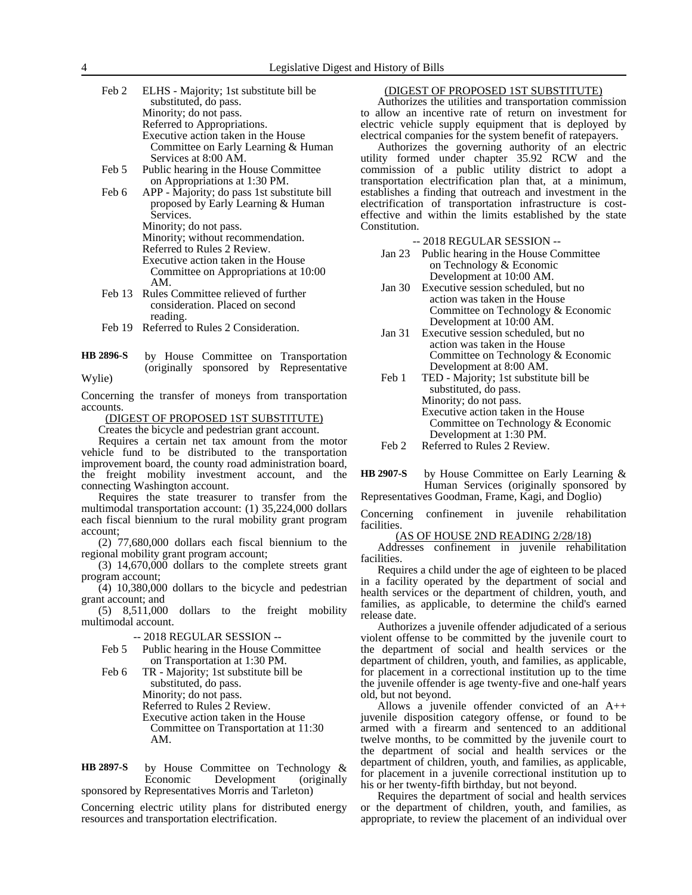Feb 2 ELHS - Majority; 1st substitute bill be substituted, do pass.
Minority; do not pass.
Referred to Appropriations.
Executive action taken in the House Committee on Early Learning & Human Services at 8:00 AM.

Feb 5 Public hearing in the House Committee on Appropriations at 1:30 PM.

Feb 6 APP - Majority; do pass 1st substitute bill proposed by Early Learning & Human Services.
Minority; do not pass.
Minority; without recommendation.
Referred to Rules 2 Review.
Executive action taken in the House Committee on Appropriations at 10:00 AM.

Feb 13 Rules Committee relieved of further consideration. Placed on second reading.

Feb 19 Referred to Rules 2 Consideration.

**HB 2896-S** by House Committee on Transportation (originally sponsored by Representative Wylie)

Concerning the transfer of moneys from transportation accounts.

(DIGEST OF PROPOSED 1ST SUBSTITUTE)

Creates the bicycle and pedestrian grant account.

Requires a certain net tax amount from the motor vehicle fund to be distributed to the transportation improvement board, the county road administration board, the freight mobility investment account, and the connecting Washington account.

Requires the state treasurer to transfer from the multimodal transportation account: (1) 35,224,000 dollars each fiscal biennium to the rural mobility grant program account;

(2) 77,680,000 dollars each fiscal biennium to the regional mobility grant program account;

(3) 14,670,000 dollars to the complete streets grant program account;

(4) 10,380,000 dollars to the bicycle and pedestrian grant account; and

(5) 8,511,000 dollars to the freight mobility multimodal account.

-- 2018 REGULAR SESSION --

Feb 5 Public hearing in the House Committee on Transportation at 1:30 PM.

Feb 6 TR - Majority; 1st substitute bill be substituted, do pass.
Minority; do not pass.
Referred to Rules 2 Review.
Executive action taken in the House Committee on Transportation at 11:30 AM.

**HB 2897-S** by House Committee on Technology & Economic Development (originally sponsored by Representatives Morris and Tarleton)

Concerning electric utility plans for distributed energy resources and transportation electrification.

(DIGEST OF PROPOSED 1ST SUBSTITUTE)

Authorizes the utilities and transportation commission to allow an incentive rate of return on investment for electric vehicle supply equipment that is deployed by electrical companies for the system benefit of ratepayers.

Authorizes the governing authority of an electric utility formed under chapter 35.92 RCW and the commission of a public utility district to adopt a transportation electrification plan that, at a minimum, establishes a finding that outreach and investment in the electrification of transportation infrastructure is cost-effective and within the limits established by the state Constitution.

-- 2018 REGULAR SESSION --

Jan 23 Public hearing in the House Committee on Technology & Economic Development at 10:00 AM.

Jan 30 Executive session scheduled, but no action was taken in the House Committee on Technology & Economic Development at 10:00 AM.

Jan 31 Executive session scheduled, but no action was taken in the House Committee on Technology & Economic Development at 8:00 AM.

Feb 1 TED - Majority; 1st substitute bill be substituted, do pass.
Minority; do not pass.
Executive action taken in the House Committee on Technology & Economic Development at 1:30 PM.

Feb 2 Referred to Rules 2 Review.

**HB 2907-S** by House Committee on Early Learning & Human Services (originally sponsored by Representatives Goodman, Frame, Kagi, and Doglio)

Concerning confinement in juvenile rehabilitation facilities.

(AS OF HOUSE 2ND READING 2/28/18)

Addresses confinement in juvenile rehabilitation facilities.

Requires a child under the age of eighteen to be placed in a facility operated by the department of social and health services or the department of children, youth, and families, as applicable, to determine the child's earned release date.

Authorizes a juvenile offender adjudicated of a serious violent offense to be committed by the juvenile court to the department of social and health services or the department of children, youth, and families, as applicable, for placement in a correctional institution up to the time the juvenile offender is age twenty-five and one-half years old, but not beyond.

Allows a juvenile offender convicted of an A++ juvenile disposition category offense, or found to be armed with a firearm and sentenced to an additional twelve months, to be committed by the juvenile court to the department of social and health services or the department of children, youth, and families, as applicable, for placement in a juvenile correctional institution up to his or her twenty-fifth birthday, but not beyond.

Requires the department of social and health services or the department of children, youth, and families, as appropriate, to review the placement of an individual over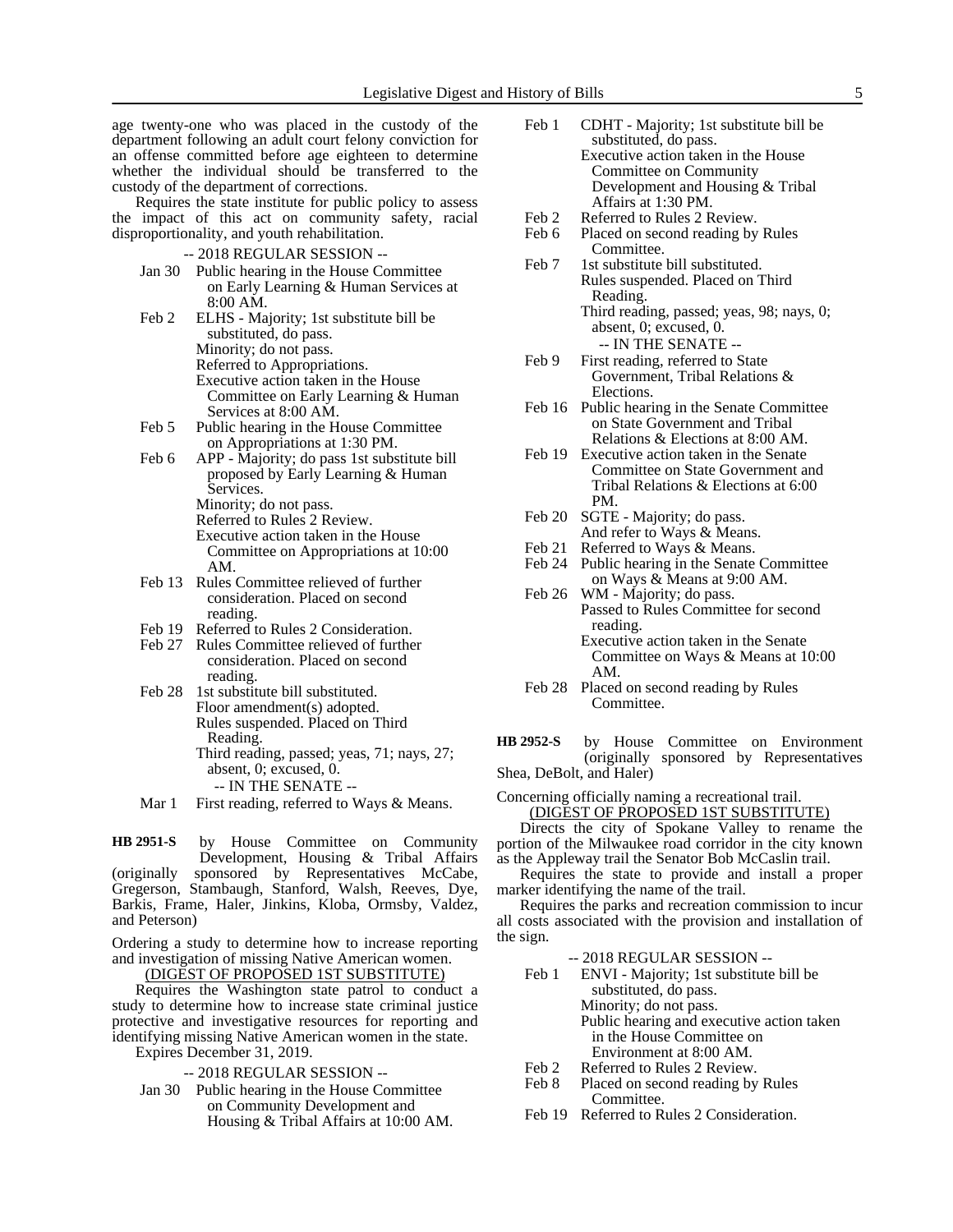age twenty-one who was placed in the custody of the department following an adult court felony conviction for an offense committed before age eighteen to determine whether the individual should be transferred to the custody of the department of corrections.

Requires the state institute for public policy to assess the impact of this act on community safety, racial disproportionality, and youth rehabilitation.

-- 2018 REGULAR SESSION --

Jan 30 Public hearing in the House Committee on Early Learning & Human Services at 8:00 AM.

Feb 2 ELHS - Majority; 1st substitute bill be substituted, do pass.
Minority; do not pass.
Referred to Appropriations.
Executive action taken in the House Committee on Early Learning & Human Services at 8:00 AM.

Feb 5 Public hearing in the House Committee on Appropriations at 1:30 PM.

Feb 6 APP - Majority; do pass 1st substitute bill proposed by Early Learning & Human Services.
Minority; do not pass.
Referred to Rules 2 Review.
Executive action taken in the House Committee on Appropriations at 10:00 AM.

Feb 13 Rules Committee relieved of further consideration. Placed on second reading.

Feb 19 Referred to Rules 2 Consideration.

Feb 27 Rules Committee relieved of further consideration. Placed on second reading.

Feb 28 1st substitute bill substituted.
Floor amendment(s) adopted.
Rules suspended. Placed on Third Reading.
Third reading, passed; yeas, 71; nays, 27; absent, 0; excused, 0.

-- IN THE SENATE --

Mar 1 First reading, referred to Ways & Means.

**HB 2951-S** by House Committee on Community Development, Housing & Tribal Affairs (originally sponsored by Representatives McCabe, Gregerson, Stambaugh, Stanford, Walsh, Reeves, Dye, Barkis, Frame, Haler, Jinkins, Kloba, Ormsby, Valdez, and Peterson)

Ordering a study to determine how to increase reporting and investigation of missing Native American women.

(DIGEST OF PROPOSED 1ST SUBSTITUTE)

Requires the Washington state patrol to conduct a study to determine how to increase state criminal justice protective and investigative resources for reporting and identifying missing Native American women in the state.

Expires December 31, 2019.

-- 2018 REGULAR SESSION --

Jan 30 Public hearing in the House Committee on Community Development and Housing & Tribal Affairs at 10:00 AM.

Feb 1 CDHT - Majority; 1st substitute bill be substituted, do pass.
Executive action taken in the House Committee on Community Development and Housing & Tribal Affairs at 1:30 PM.

Feb 2 Referred to Rules 2 Review.

Feb 6 Placed on second reading by Rules Committee.

Feb 7 1st substitute bill substituted.
Rules suspended. Placed on Third Reading.
Third reading, passed; yeas, 98; nays, 0; absent, 0; excused, 0.

-- IN THE SENATE --

Feb 9 First reading, referred to State Government, Tribal Relations & Elections.

Feb 16 Public hearing in the Senate Committee on State Government and Tribal Relations & Elections at 8:00 AM.

Feb 19 Executive action taken in the Senate Committee on State Government and Tribal Relations & Elections at 6:00 PM.

Feb 20 SGTE - Majority; do pass.
And refer to Ways & Means.

Feb 21 Referred to Ways & Means.

Feb 24 Public hearing in the Senate Committee on Ways & Means at 9:00 AM.

Feb 26 WM - Majority; do pass.
Passed to Rules Committee for second reading.
Executive action taken in the Senate Committee on Ways & Means at 10:00 AM.

Feb 28 Placed on second reading by Rules Committee.

**HB 2952-S** by House Committee on Environment (originally sponsored by Representatives Shea, DeBolt, and Haler)

Concerning officially naming a recreational trail.

(DIGEST OF PROPOSED 1ST SUBSTITUTE)

Directs the city of Spokane Valley to rename the portion of the Milwaukee road corridor in the city known as the Appleway trail the Senator Bob McCaslin trail.

Requires the state to provide and install a proper marker identifying the name of the trail.

Requires the parks and recreation commission to incur all costs associated with the provision and installation of the sign.

-- 2018 REGULAR SESSION --

Feb 1 ENVI - Majority; 1st substitute bill be substituted, do pass.
Minority; do not pass.
Public hearing and executive action taken in the House Committee on Environment at 8:00 AM.

Feb 2 Referred to Rules 2 Review.

Feb 8 Placed on second reading by Rules Committee.

Feb 19 Referred to Rules 2 Consideration.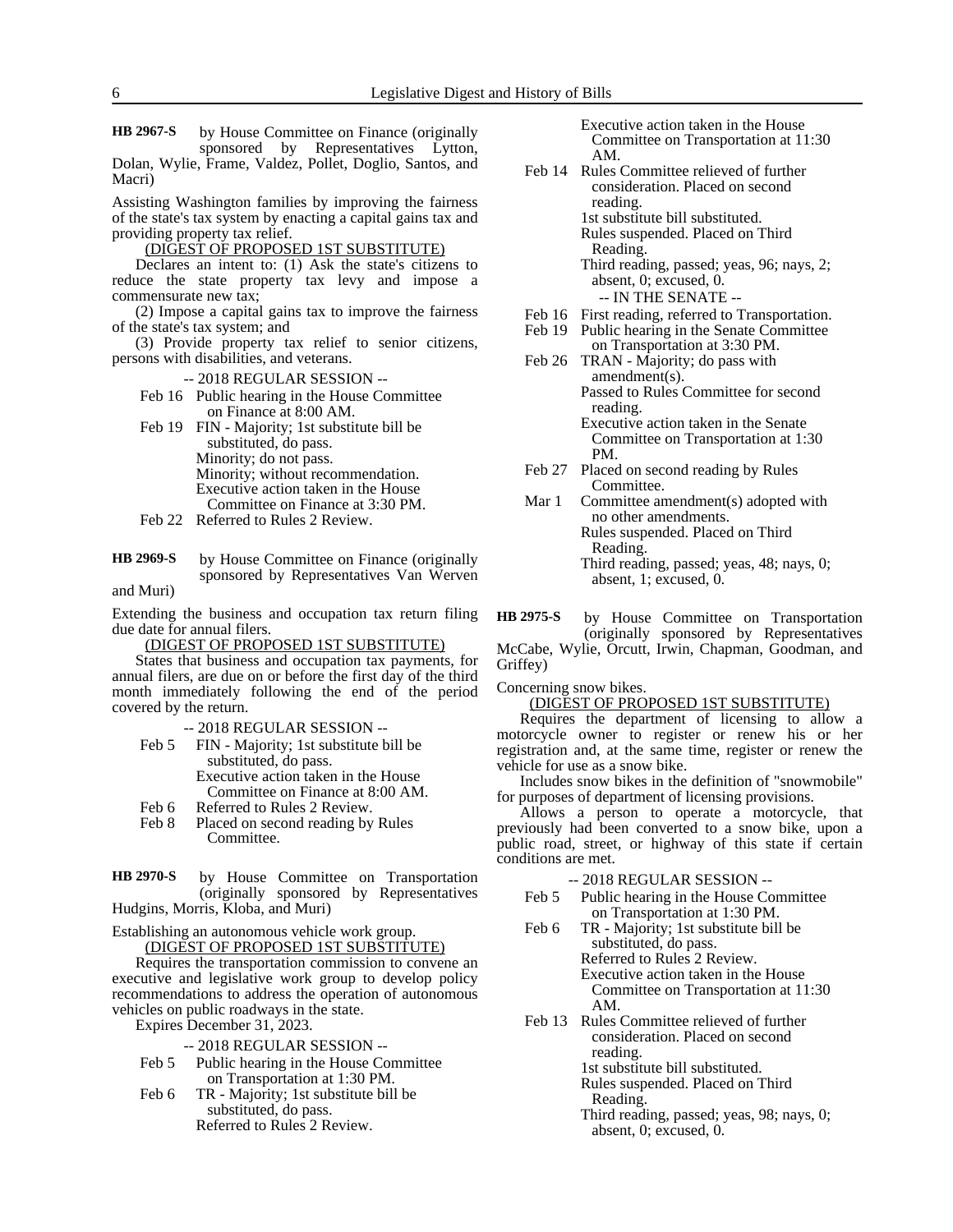**HB 2967-S** by House Committee on Finance (originally sponsored by Representatives Lytton, Dolan, Wylie, Frame, Valdez, Pollet, Doglio, Santos, and Macri)

Assisting Washington families by improving the fairness of the state's tax system by enacting a capital gains tax and providing property tax relief.

(DIGEST OF PROPOSED 1ST SUBSTITUTE)

Declares an intent to: (1) Ask the state's citizens to reduce the state property tax levy and impose a commensurate new tax;

(2) Impose a capital gains tax to improve the fairness of the state's tax system; and

(3) Provide property tax relief to senior citizens, persons with disabilities, and veterans.

-- 2018 REGULAR SESSION --

Feb 16 Public hearing in the House Committee on Finance at 8:00 AM.

Feb 19 FIN - Majority; 1st substitute bill be substituted, do pass.
Minority; do not pass.
Minority; without recommendation.
Executive action taken in the House Committee on Finance at 3:30 PM.

Feb 22 Referred to Rules 2 Review.

**HB 2969-S** by House Committee on Finance (originally sponsored by Representatives Van Werven and Muri)

Extending the business and occupation tax return filing due date for annual filers.

(DIGEST OF PROPOSED 1ST SUBSTITUTE)

States that business and occupation tax payments, for annual filers, are due on or before the first day of the third month immediately following the end of the period covered by the return.

-- 2018 REGULAR SESSION --

Feb 5 FIN - Majority; 1st substitute bill be substituted, do pass.
Executive action taken in the House Committee on Finance at 8:00 AM.

Feb 6 Referred to Rules 2 Review.

Feb 8 Placed on second reading by Rules Committee.

**HB 2970-S** by House Committee on Transportation (originally sponsored by Representatives Hudgins, Morris, Kloba, and Muri)

Establishing an autonomous vehicle work group.

(DIGEST OF PROPOSED 1ST SUBSTITUTE)

Requires the transportation commission to convene an executive and legislative work group to develop policy recommendations to address the operation of autonomous vehicles on public roadways in the state.

Expires December 31, 2023.

-- 2018 REGULAR SESSION --

Feb 5 Public hearing in the House Committee on Transportation at 1:30 PM.

Feb 6 TR - Majority; 1st substitute bill be substituted, do pass.
Referred to Rules 2 Review.
Executive action taken in the House Committee on Transportation at 11:30 AM.

Feb 14 Rules Committee relieved of further consideration. Placed on second reading.
1st substitute bill substituted.
Rules suspended. Placed on Third Reading.
Third reading, passed; yeas, 96; nays, 2; absent, 0; excused, 0.

-- IN THE SENATE --

Feb 16 First reading, referred to Transportation.

Feb 19 Public hearing in the Senate Committee on Transportation at 3:30 PM.

Feb 26 TRAN - Majority; do pass with amendment(s).
Passed to Rules Committee for second reading.
Executive action taken in the Senate Committee on Transportation at 1:30 PM.

Feb 27 Placed on second reading by Rules Committee.

Mar 1 Committee amendment(s) adopted with no other amendments.
Rules suspended. Placed on Third Reading.
Third reading, passed; yeas, 48; nays, 0; absent, 1; excused, 0.

**HB 2975-S** by House Committee on Transportation (originally sponsored by Representatives McCabe, Wylie, Orcutt, Irwin, Chapman, Goodman, and Griffey)

Concerning snow bikes.

(DIGEST OF PROPOSED 1ST SUBSTITUTE)

Requires the department of licensing to allow a motorcycle owner to register or renew his or her registration and, at the same time, register or renew the vehicle for use as a snow bike.

Includes snow bikes in the definition of "snowmobile" for purposes of department of licensing provisions.

Allows a person to operate a motorcycle, that previously had been converted to a snow bike, upon a public road, street, or highway of this state if certain conditions are met.

-- 2018 REGULAR SESSION --

Feb 5 Public hearing in the House Committee on Transportation at 1:30 PM.

Feb 6 TR - Majority; 1st substitute bill be substituted, do pass.
Referred to Rules 2 Review.
Executive action taken in the House Committee on Transportation at 11:30 AM.

Feb 13 Rules Committee relieved of further consideration. Placed on second reading.
1st substitute bill substituted.
Rules suspended. Placed on Third Reading.
Third reading, passed; yeas, 98; nays, 0; absent, 0; excused, 0.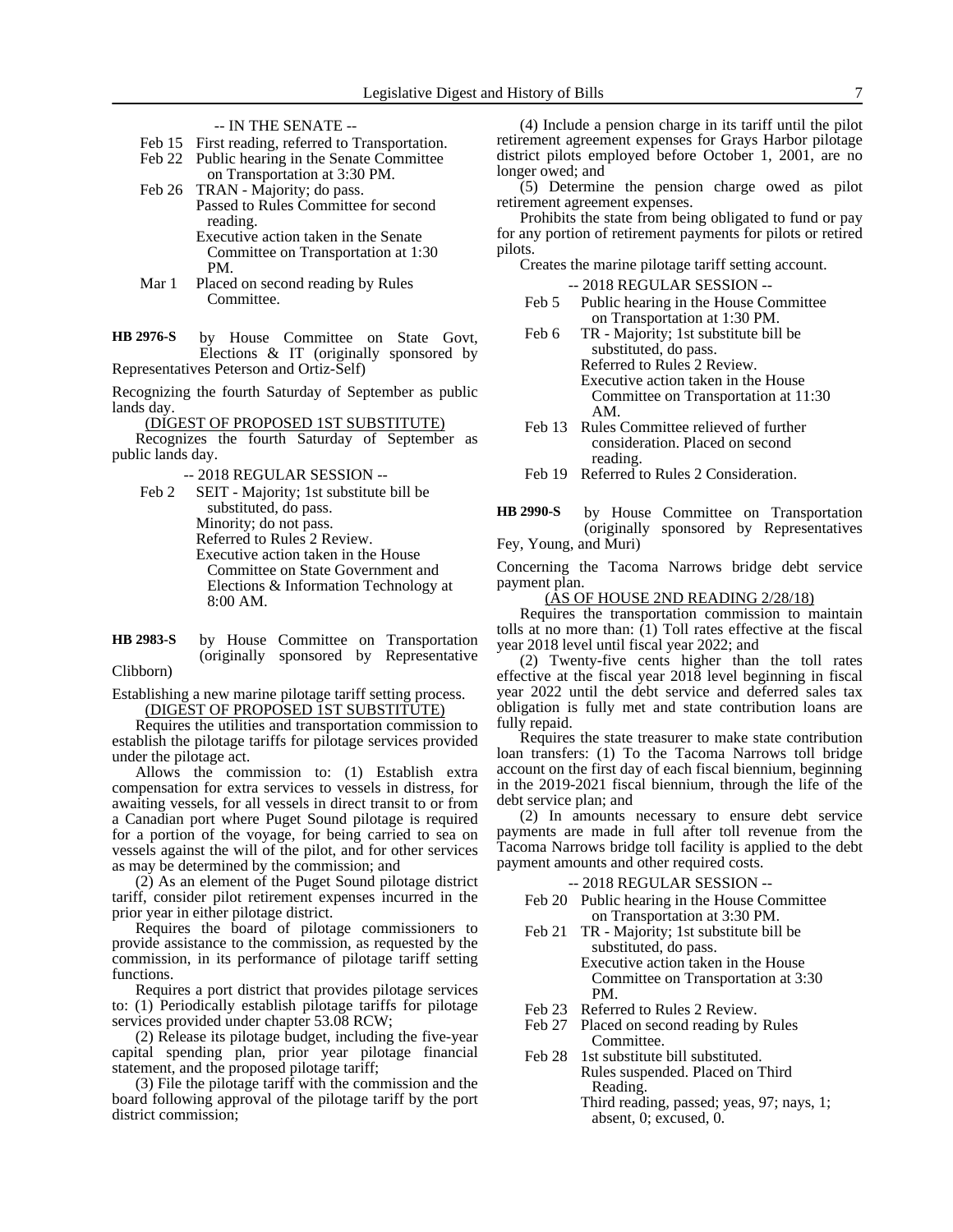-- IN THE SENATE --

Feb 15 First reading, referred to Transportation.
Feb 22 Public hearing in the Senate Committee on Transportation at 3:30 PM.
Feb 26 TRAN - Majority; do pass.
Passed to Rules Committee for second reading.
Executive action taken in the Senate Committee on Transportation at 1:30 PM.
Mar 1 Placed on second reading by Rules Committee.

**HB 2976-S** by House Committee on State Govt, Elections & IT (originally sponsored by Representatives Peterson and Ortiz-Self)

Recognizing the fourth Saturday of September as public lands day.

(DIGEST OF PROPOSED 1ST SUBSTITUTE)

Recognizes the fourth Saturday of September as public lands day.

-- 2018 REGULAR SESSION --

Feb 2 SEIT - Majority; 1st substitute bill be substituted, do pass.
Minority; do not pass.
Referred to Rules 2 Review.
Executive action taken in the House Committee on State Government and Elections & Information Technology at 8:00 AM.

**HB 2983-S** by House Committee on Transportation (originally sponsored by Representative Clibborn)

Establishing a new marine pilotage tariff setting process.

(DIGEST OF PROPOSED 1ST SUBSTITUTE)

Requires the utilities and transportation commission to establish the pilotage tariffs for pilotage services provided under the pilotage act.

Allows the commission to: (1) Establish extra compensation for extra services to vessels in distress, for awaiting vessels, for all vessels in direct transit to or from a Canadian port where Puget Sound pilotage is required for a portion of the voyage, for being carried to sea on vessels against the will of the pilot, and for other services as may be determined by the commission; and

(2) As an element of the Puget Sound pilotage district tariff, consider pilot retirement expenses incurred in the prior year in either pilotage district.

Requires the board of pilotage commissioners to provide assistance to the commission, as requested by the commission, in its performance of pilotage tariff setting functions.

Requires a port district that provides pilotage services to: (1) Periodically establish pilotage tariffs for pilotage services provided under chapter 53.08 RCW;

(2) Release its pilotage budget, including the five-year capital spending plan, prior year pilotage financial statement, and the proposed pilotage tariff;

(3) File the pilotage tariff with the commission and the board following approval of the pilotage tariff by the port district commission;

(4) Include a pension charge in its tariff until the pilot retirement agreement expenses for Grays Harbor pilotage district pilots employed before October 1, 2001, are no longer owed; and

(5) Determine the pension charge owed as pilot retirement agreement expenses.

Prohibits the state from being obligated to fund or pay for any portion of retirement payments for pilots or retired pilots.

Creates the marine pilotage tariff setting account.

-- 2018 REGULAR SESSION --

Feb 5 Public hearing in the House Committee on Transportation at 1:30 PM.
Feb 6 TR - Majority; 1st substitute bill be substituted, do pass.
Referred to Rules 2 Review.
Executive action taken in the House Committee on Transportation at 11:30 AM.
Feb 13 Rules Committee relieved of further consideration. Placed on second reading.
Feb 19 Referred to Rules 2 Consideration.

**HB 2990-S** by House Committee on Transportation (originally sponsored by Representatives Fey, Young, and Muri)

Concerning the Tacoma Narrows bridge debt service payment plan.

(AS OF HOUSE 2ND READING 2/28/18)

Requires the transportation commission to maintain tolls at no more than: (1) Toll rates effective at the fiscal year 2018 level until fiscal year 2022; and

(2) Twenty-five cents higher than the toll rates effective at the fiscal year 2018 level beginning in fiscal year 2022 until the debt service and deferred sales tax obligation is fully met and state contribution loans are fully repaid.

Requires the state treasurer to make state contribution loan transfers: (1) To the Tacoma Narrows toll bridge account on the first day of each fiscal biennium, beginning in the 2019-2021 fiscal biennium, through the life of the debt service plan; and

(2) In amounts necessary to ensure debt service payments are made in full after toll revenue from the Tacoma Narrows bridge toll facility is applied to the debt payment amounts and other required costs.

-- 2018 REGULAR SESSION --

Feb 20 Public hearing in the House Committee on Transportation at 3:30 PM.
Feb 21 TR - Majority; 1st substitute bill be substituted, do pass.
Executive action taken in the House Committee on Transportation at 3:30 PM.
Feb 23 Referred to Rules 2 Review.
Feb 27 Placed on second reading by Rules Committee.
Feb 28 1st substitute bill substituted.
Rules suspended. Placed on Third Reading.
Third reading, passed; yeas, 97; nays, 1; absent, 0; excused, 0.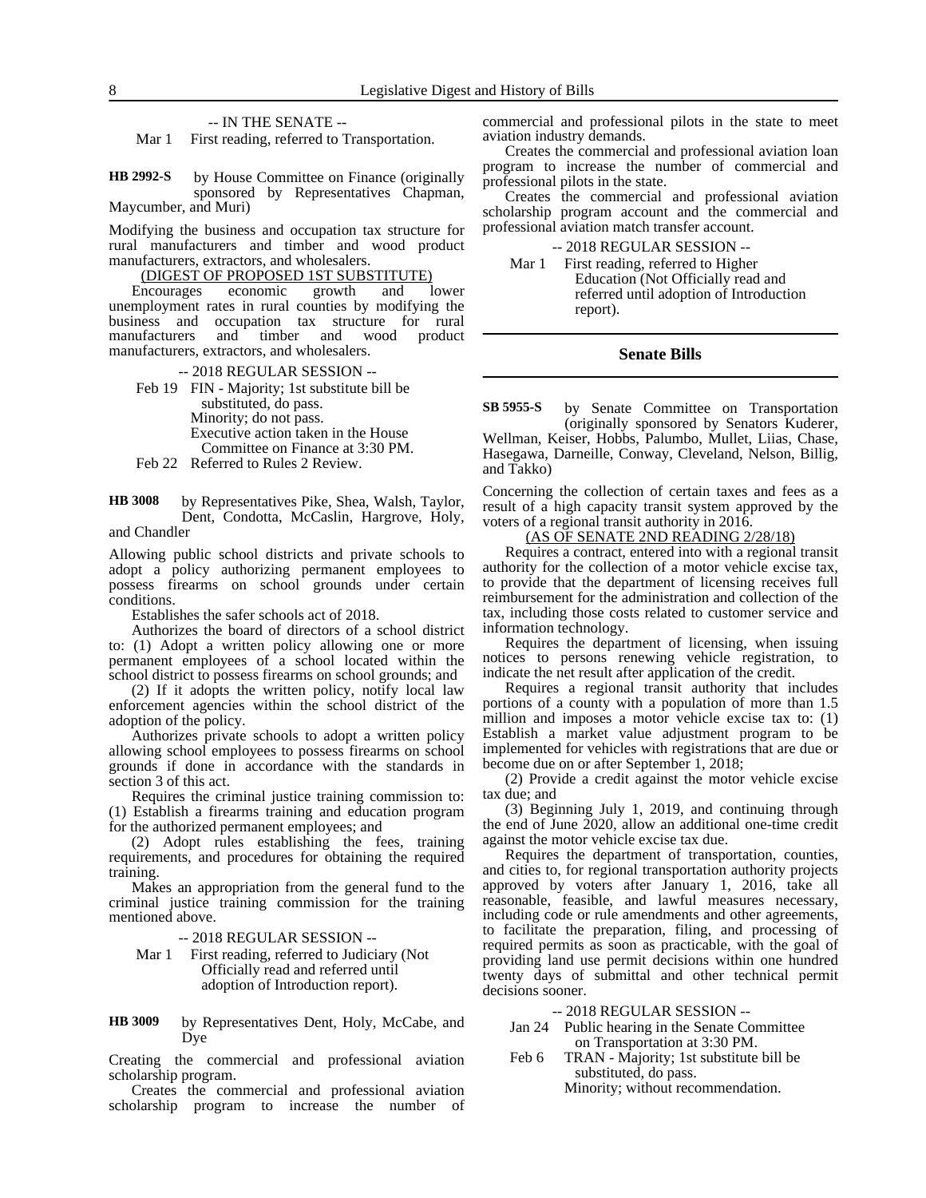-- IN THE SENATE --

Mar 1 First reading, referred to Transportation.

**HB 2992-S** by House Committee on Finance (originally sponsored by Representatives Chapman, Maycumber, and Muri)

Modifying the business and occupation tax structure for rural manufacturers and timber and wood product manufacturers, extractors, and wholesalers.

(DIGEST OF PROPOSED 1ST SUBSTITUTE)

Encourages economic growth and lower unemployment rates in rural counties by modifying the business and occupation tax structure for rural manufacturers and timber and wood product manufacturers, extractors, and wholesalers.

-- 2018 REGULAR SESSION --

Feb 19 FIN - Majority; 1st substitute bill be substituted, do pass.
Minority; do not pass.
Executive action taken in the House Committee on Finance at 3:30 PM.

Feb 22 Referred to Rules 2 Review.

**HB 3008** by Representatives Pike, Shea, Walsh, Taylor, Dent, Condotta, McCaslin, Hargrove, Holy, and Chandler

Allowing public school districts and private schools to adopt a policy authorizing permanent employees to possess firearms on school grounds under certain conditions.

Establishes the safer schools act of 2018.

Authorizes the board of directors of a school district to: (1) Adopt a written policy allowing one or more permanent employees of a school located within the school district to possess firearms on school grounds; and

(2) If it adopts the written policy, notify local law enforcement agencies within the school district of the adoption of the policy.

Authorizes private schools to adopt a written policy allowing school employees to possess firearms on school grounds if done in accordance with the standards in section 3 of this act.

Requires the criminal justice training commission to: (1) Establish a firearms training and education program for the authorized permanent employees; and

(2) Adopt rules establishing the fees, training requirements, and procedures for obtaining the required training.

Makes an appropriation from the general fund to the criminal justice training commission for the training mentioned above.

-- 2018 REGULAR SESSION --

Mar 1 First reading, referred to Judiciary (Not Officially read and referred until adoption of Introduction report).

**HB 3009** by Representatives Dent, Holy, McCabe, and Dye

Creating the commercial and professional aviation scholarship program.

Creates the commercial and professional aviation scholarship program to increase the number of commercial and professional pilots in the state to meet aviation industry demands.

Creates the commercial and professional aviation loan program to increase the number of commercial and professional pilots in the state.

Creates the commercial and professional aviation scholarship program account and the commercial and professional aviation match transfer account.

-- 2018 REGULAR SESSION --

Mar 1 First reading, referred to Higher Education (Not Officially read and referred until adoption of Introduction report).

## Senate Bills

**SB 5955-S** by Senate Committee on Transportation (originally sponsored by Senators Kuderer, Wellman, Keiser, Hobbs, Palumbo, Mullet, Liias, Chase, Hasegawa, Darneille, Conway, Cleveland, Nelson, Billig, and Takko)

Concerning the collection of certain taxes and fees as a result of a high capacity transit system approved by the voters of a regional transit authority in 2016.

(AS OF SENATE 2ND READING 2/28/18)

Requires a contract, entered into with a regional transit authority for the collection of a motor vehicle excise tax, to provide that the department of licensing receives full reimbursement for the administration and collection of the tax, including those costs related to customer service and information technology.

Requires the department of licensing, when issuing notices to persons renewing vehicle registration, to indicate the net result after application of the credit.

Requires a regional transit authority that includes portions of a county with a population of more than 1.5 million and imposes a motor vehicle excise tax to: (1) Establish a market value adjustment program to be implemented for vehicles with registrations that are due or become due on or after September 1, 2018;

(2) Provide a credit against the motor vehicle excise tax due; and

(3) Beginning July 1, 2019, and continuing through the end of June 2020, allow an additional one-time credit against the motor vehicle excise tax due.

Requires the department of transportation, counties, and cities to, for regional transportation authority projects approved by voters after January 1, 2016, take all reasonable, feasible, and lawful measures necessary, including code or rule amendments and other agreements, to facilitate the preparation, filing, and processing of required permits as soon as practicable, with the goal of providing land use permit decisions within one hundred twenty days of submittal and other technical permit decisions sooner.

-- 2018 REGULAR SESSION --

Jan 24 Public hearing in the Senate Committee on Transportation at 3:30 PM.

Feb 6 TRAN - Majority; 1st substitute bill be substituted, do pass.
Minority; without recommendation.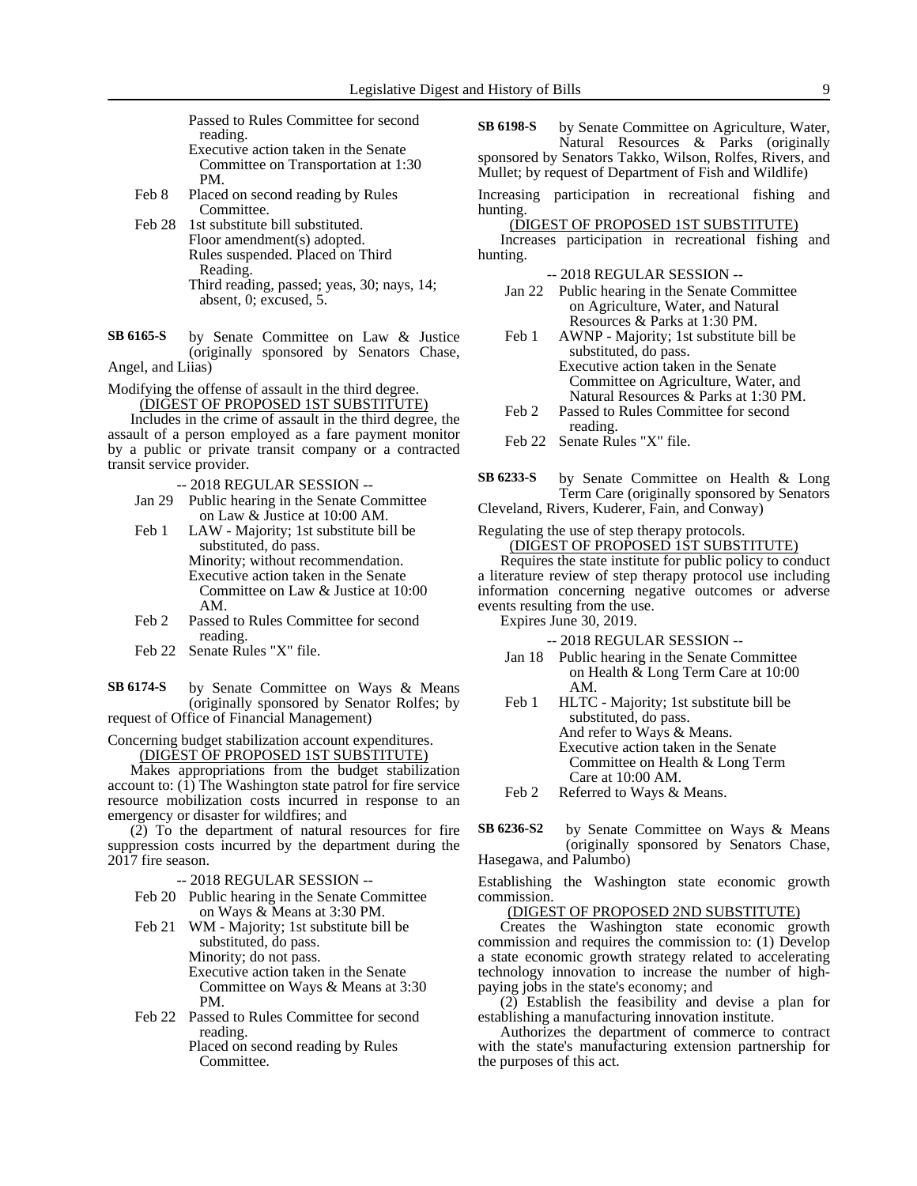Passed to Rules Committee for second reading.
Executive action taken in the Senate Committee on Transportation at 1:30 PM.

Feb 8 Placed on second reading by Rules Committee.

Feb 28 1st substitute bill substituted.
Floor amendment(s) adopted.
Rules suspended. Placed on Third Reading.
Third reading, passed; yeas, 30; nays, 14; absent, 0; excused, 5.

**SB 6165-S** by Senate Committee on Law & Justice (originally sponsored by Senators Chase, Angel, and Liias)

Modifying the offense of assault in the third degree.

(DIGEST OF PROPOSED 1ST SUBSTITUTE)

Includes in the crime of assault in the third degree, the assault of a person employed as a fare payment monitor by a public or private transit company or a contracted transit service provider.

-- 2018 REGULAR SESSION --

Jan 29 Public hearing in the Senate Committee on Law & Justice at 10:00 AM.

Feb 1 LAW - Majority; 1st substitute bill be substituted, do pass.
Minority; without recommendation.
Executive action taken in the Senate Committee on Law & Justice at 10:00 AM.

Feb 2 Passed to Rules Committee for second reading.

Feb 22 Senate Rules "X" file.

**SB 6174-S** by Senate Committee on Ways & Means (originally sponsored by Senator Rolfes; by request of Office of Financial Management)

Concerning budget stabilization account expenditures.

(DIGEST OF PROPOSED 1ST SUBSTITUTE)

Makes appropriations from the budget stabilization account to: (1) The Washington state patrol for fire service resource mobilization costs incurred in response to an emergency or disaster for wildfires; and

(2) To the department of natural resources for fire suppression costs incurred by the department during the 2017 fire season.

-- 2018 REGULAR SESSION --

Feb 20 Public hearing in the Senate Committee on Ways & Means at 3:30 PM.

Feb 21 WM - Majority; 1st substitute bill be substituted, do pass.
Minority; do not pass.
Executive action taken in the Senate Committee on Ways & Means at 3:30 PM.

Feb 22 Passed to Rules Committee for second reading.
Placed on second reading by Rules Committee.

**SB 6198-S** by Senate Committee on Agriculture, Water, Natural Resources & Parks (originally sponsored by Senators Takko, Wilson, Rolfes, Rivers, and Mullet; by request of Department of Fish and Wildlife)

Increasing participation in recreational fishing and hunting.

(DIGEST OF PROPOSED 1ST SUBSTITUTE)

Increases participation in recreational fishing and hunting.

-- 2018 REGULAR SESSION --

Jan 22 Public hearing in the Senate Committee on Agriculture, Water, and Natural Resources & Parks at 1:30 PM.

Feb 1 AWNP - Majority; 1st substitute bill be substituted, do pass.
Executive action taken in the Senate Committee on Agriculture, Water, and Natural Resources & Parks at 1:30 PM.

Feb 2 Passed to Rules Committee for second reading.

Feb 22 Senate Rules "X" file.

**SB 6233-S** by Senate Committee on Health & Long Term Care (originally sponsored by Senators Cleveland, Rivers, Kuderer, Fain, and Conway)

Regulating the use of step therapy protocols.

(DIGEST OF PROPOSED 1ST SUBSTITUTE)

Requires the state institute for public policy to conduct a literature review of step therapy protocol use including information concerning negative outcomes or adverse events resulting from the use.

Expires June 30, 2019.

-- 2018 REGULAR SESSION --

Jan 18 Public hearing in the Senate Committee on Health & Long Term Care at 10:00 AM.

Feb 1 HLTC - Majority; 1st substitute bill be substituted, do pass.
And refer to Ways & Means.
Executive action taken in the Senate Committee on Health & Long Term Care at 10:00 AM.

Feb 2 Referred to Ways & Means.

**SB 6236-S2** by Senate Committee on Ways & Means (originally sponsored by Senators Chase, Hasegawa, and Palumbo)

Establishing the Washington state economic growth commission.

(DIGEST OF PROPOSED 2ND SUBSTITUTE)

Creates the Washington state economic growth commission and requires the commission to: (1) Develop a state economic growth strategy related to accelerating technology innovation to increase the number of high-paying jobs in the state's economy; and

(2) Establish the feasibility and devise a plan for establishing a manufacturing innovation institute.

Authorizes the department of commerce to contract with the state's manufacturing extension partnership for the purposes of this act.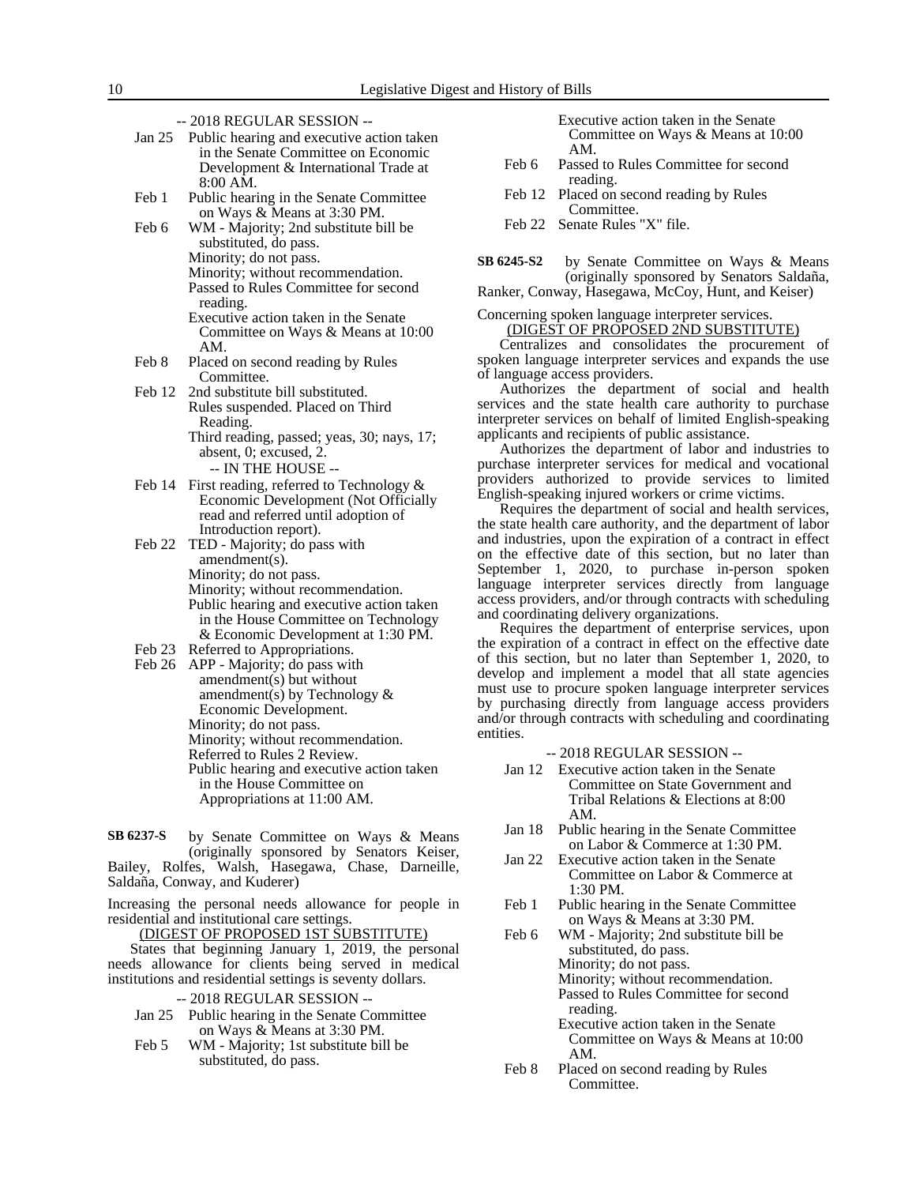-- 2018 REGULAR SESSION --

Jan 25 Public hearing and executive action taken in the Senate Committee on Economic Development & International Trade at 8:00 AM.

Feb 1 Public hearing in the Senate Committee on Ways & Means at 3:30 PM.

Feb 6 WM - Majority; 2nd substitute bill be substituted, do pass.
Minority; do not pass.
Minority; without recommendation.
Passed to Rules Committee for second reading.
Executive action taken in the Senate Committee on Ways & Means at 10:00 AM.

Feb 8 Placed on second reading by Rules Committee.

Feb 12 2nd substitute bill substituted.
Rules suspended. Placed on Third Reading.
Third reading, passed; yeas, 30; nays, 17; absent, 0; excused, 2.

-- IN THE HOUSE --

Feb 14 First reading, referred to Technology & Economic Development (Not Officially read and referred until adoption of Introduction report).

Feb 22 TED - Majority; do pass with amendment(s).
Minority; do not pass.
Minority; without recommendation.
Public hearing and executive action taken in the House Committee on Technology & Economic Development at 1:30 PM.

Feb 23 Referred to Appropriations.

Feb 26 APP - Majority; do pass with amendment(s) but without amendment(s) by Technology & Economic Development.
Minority; do not pass.
Minority; without recommendation.
Referred to Rules 2 Review.
Public hearing and executive action taken in the House Committee on Appropriations at 11:00 AM.

**SB 6237-S** by Senate Committee on Ways & Means (originally sponsored by Senators Keiser, Bailey, Rolfes, Walsh, Hasegawa, Chase, Darneille, Saldaña, Conway, and Kuderer)

Increasing the personal needs allowance for people in residential and institutional care settings.

(DIGEST OF PROPOSED 1ST SUBSTITUTE)

States that beginning January 1, 2019, the personal needs allowance for clients being served in medical institutions and residential settings is seventy dollars.

-- 2018 REGULAR SESSION --

Jan 25 Public hearing in the Senate Committee on Ways & Means at 3:30 PM.

Feb 5 WM - Majority; 1st substitute bill be substituted, do pass.
Executive action taken in the Senate Committee on Ways & Means at 10:00 AM.

Feb 6 Passed to Rules Committee for second reading.

Feb 12 Placed on second reading by Rules Committee.

Feb 22 Senate Rules "X" file.

**SB 6245-S2** by Senate Committee on Ways & Means (originally sponsored by Senators Saldaña, Ranker, Conway, Hasegawa, McCoy, Hunt, and Keiser)

Concerning spoken language interpreter services.

(DIGEST OF PROPOSED 2ND SUBSTITUTE)

Centralizes and consolidates the procurement of spoken language interpreter services and expands the use of language access providers.

Authorizes the department of social and health services and the state health care authority to purchase interpreter services on behalf of limited English-speaking applicants and recipients of public assistance.

Authorizes the department of labor and industries to purchase interpreter services for medical and vocational providers authorized to provide services to limited English-speaking injured workers or crime victims.

Requires the department of social and health services, the state health care authority, and the department of labor and industries, upon the expiration of a contract in effect on the effective date of this section, but no later than September 1, 2020, to purchase in-person spoken language interpreter services directly from language access providers, and/or through contracts with scheduling and coordinating delivery organizations.

Requires the department of enterprise services, upon the expiration of a contract in effect on the effective date of this section, but no later than September 1, 2020, to develop and implement a model that all state agencies must use to procure spoken language interpreter services by purchasing directly from language access providers and/or through contracts with scheduling and coordinating entities.

-- 2018 REGULAR SESSION --

Jan 12 Executive action taken in the Senate Committee on State Government and Tribal Relations & Elections at 8:00 AM.

Jan 18 Public hearing in the Senate Committee on Labor & Commerce at 1:30 PM.

Jan 22 Executive action taken in the Senate Committee on Labor & Commerce at 1:30 PM.

Feb 1 Public hearing in the Senate Committee on Ways & Means at 3:30 PM.

Feb 6 WM - Majority; 2nd substitute bill be substituted, do pass.
Minority; do not pass.
Minority; without recommendation.
Passed to Rules Committee for second reading.
Executive action taken in the Senate Committee on Ways & Means at 10:00 AM.

Feb 8 Placed on second reading by Rules Committee.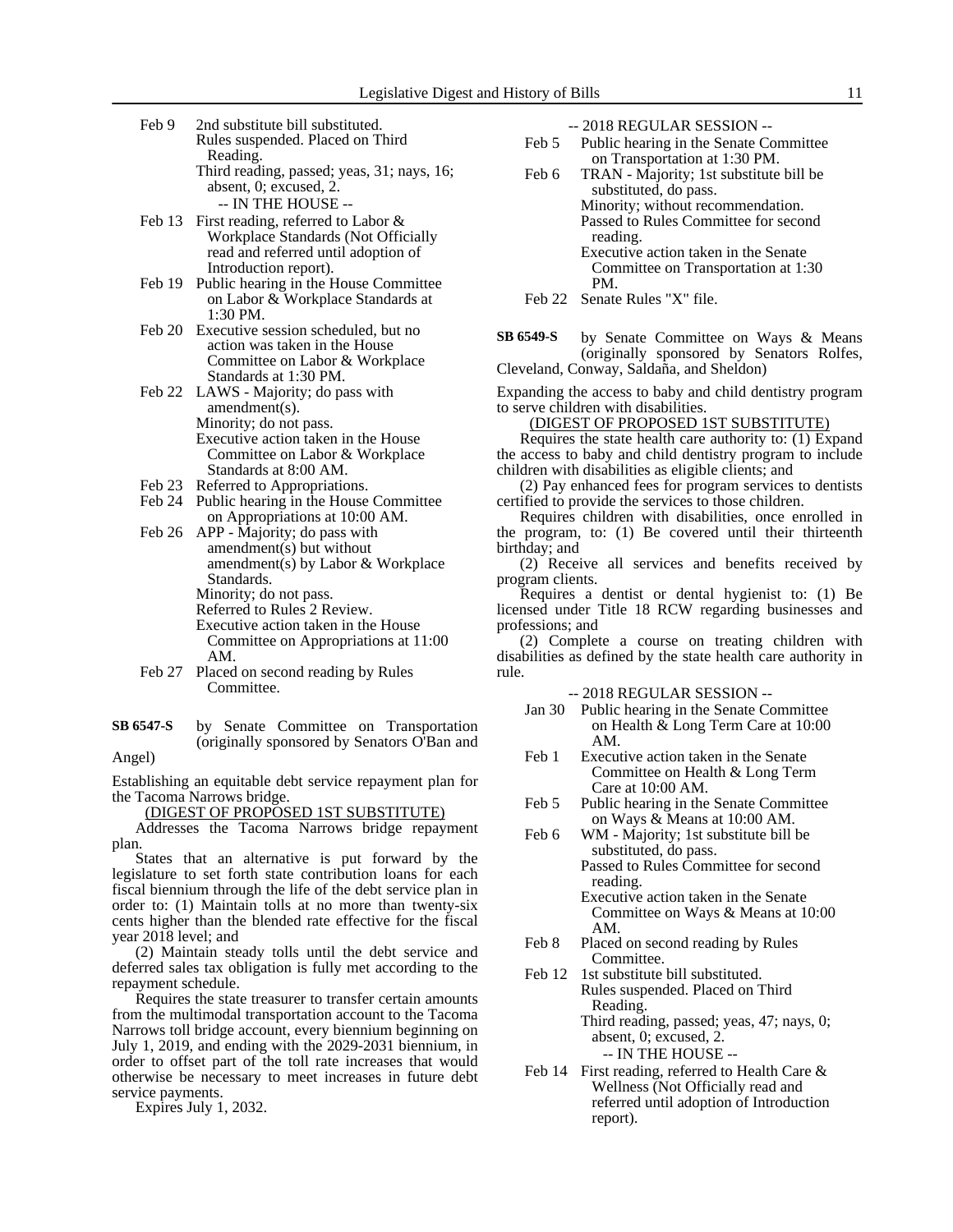Feb 9 2nd substitute bill substituted.
Rules suspended. Placed on Third Reading.
Third reading, passed; yeas, 31; nays, 16; absent, 0; excused, 2.

-- IN THE HOUSE --

Feb 13 First reading, referred to Labor & Workplace Standards (Not Officially read and referred until adoption of Introduction report).
Feb 19 Public hearing in the House Committee on Labor & Workplace Standards at 1:30 PM.
Feb 20 Executive session scheduled, but no action was taken in the House Committee on Labor & Workplace Standards at 1:30 PM.
Feb 22 LAWS - Majority; do pass with amendment(s).
Minority; do not pass.
Executive action taken in the House Committee on Labor & Workplace Standards at 8:00 AM.
Feb 23 Referred to Appropriations.
Feb 24 Public hearing in the House Committee on Appropriations at 10:00 AM.
Feb 26 APP - Majority; do pass with amendment(s) but without amendment(s) by Labor & Workplace Standards.
Minority; do not pass.
Referred to Rules 2 Review.
Executive action taken in the House Committee on Appropriations at 11:00 AM.
Feb 27 Placed on second reading by Rules Committee.

**SB 6547-S** by Senate Committee on Transportation (originally sponsored by Senators O'Ban and Angel)

Establishing an equitable debt service repayment plan for the Tacoma Narrows bridge.

(DIGEST OF PROPOSED 1ST SUBSTITUTE)

Addresses the Tacoma Narrows bridge repayment plan.

States that an alternative is put forward by the legislature to set forth state contribution loans for each fiscal biennium through the life of the debt service plan in order to: (1) Maintain tolls at no more than twenty-six cents higher than the blended rate effective for the fiscal year 2018 level; and

(2) Maintain steady tolls until the debt service and deferred sales tax obligation is fully met according to the repayment schedule.

Requires the state treasurer to transfer certain amounts from the multimodal transportation account to the Tacoma Narrows toll bridge account, every biennium beginning on July 1, 2019, and ending with the 2029-2031 biennium, in order to offset part of the toll rate increases that would otherwise be necessary to meet increases in future debt service payments.

Expires July 1, 2032.

-- 2018 REGULAR SESSION --

Feb 5 Public hearing in the Senate Committee on Transportation at 1:30 PM.
Feb 6 TRAN - Majority; 1st substitute bill be substituted, do pass.
Minority; without recommendation.
Passed to Rules Committee for second reading.
Executive action taken in the Senate Committee on Transportation at 1:30 PM.
Feb 22 Senate Rules "X" file.

**SB 6549-S** by Senate Committee on Ways & Means (originally sponsored by Senators Rolfes, Cleveland, Conway, Saldaña, and Sheldon)

Expanding the access to baby and child dentistry program to serve children with disabilities.

(DIGEST OF PROPOSED 1ST SUBSTITUTE)

Requires the state health care authority to: (1) Expand the access to baby and child dentistry program to include children with disabilities as eligible clients; and

(2) Pay enhanced fees for program services to dentists certified to provide the services to those children.

Requires children with disabilities, once enrolled in the program, to: (1) Be covered until their thirteenth birthday; and

(2) Receive all services and benefits received by program clients.

Requires a dentist or dental hygienist to: (1) Be licensed under Title 18 RCW regarding businesses and professions; and

(2) Complete a course on treating children with disabilities as defined by the state health care authority in rule.

-- 2018 REGULAR SESSION --

Jan 30 Public hearing in the Senate Committee on Health & Long Term Care at 10:00 AM.
Feb 1 Executive action taken in the Senate Committee on Health & Long Term Care at 10:00 AM.
Feb 5 Public hearing in the Senate Committee on Ways & Means at 10:00 AM.
Feb 6 WM - Majority; 1st substitute bill be substituted, do pass.
Passed to Rules Committee for second reading.
Executive action taken in the Senate Committee on Ways & Means at 10:00 AM.
Feb 8 Placed on second reading by Rules Committee.
Feb 12 1st substitute bill substituted.
Rules suspended. Placed on Third Reading.
Third reading, passed; yeas, 47; nays, 0; absent, 0; excused, 2.

-- IN THE HOUSE --

Feb 14 First reading, referred to Health Care & Wellness (Not Officially read and referred until adoption of Introduction report).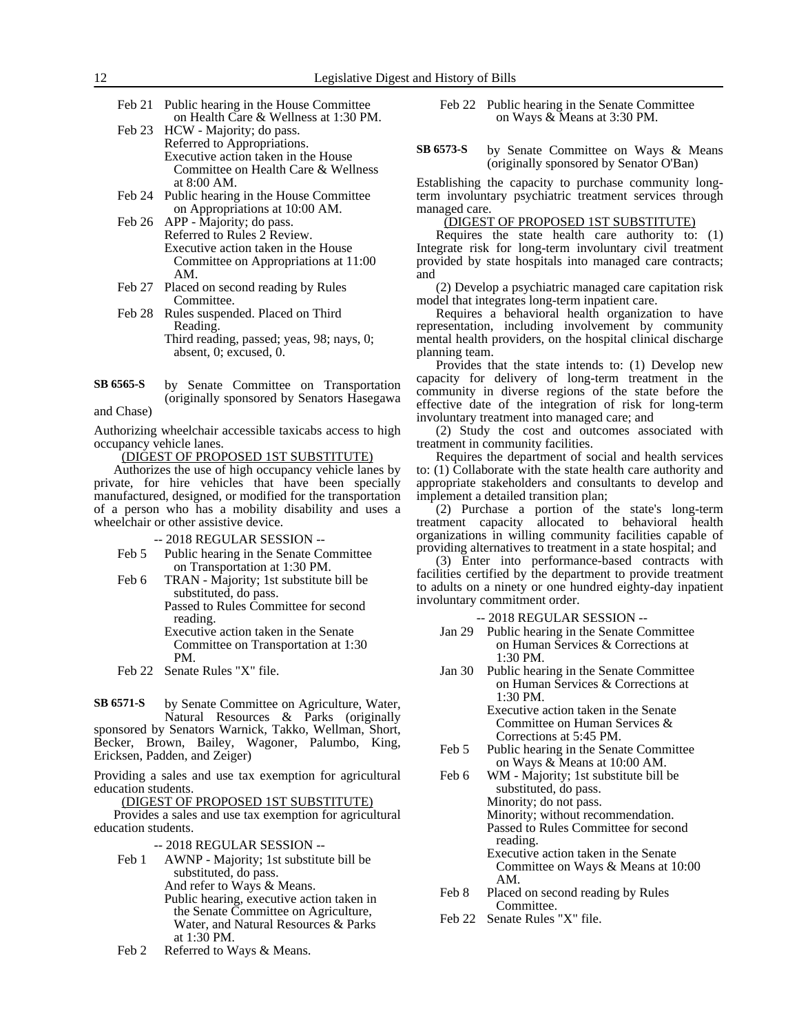Feb 21 Public hearing in the House Committee on Health Care & Wellness at 1:30 PM.

Feb 23 HCW - Majority; do pass.
Referred to Appropriations.
Executive action taken in the House Committee on Health Care & Wellness at 8:00 AM.

Feb 24 Public hearing in the House Committee on Appropriations at 10:00 AM.

Feb 26 APP - Majority; do pass.
Referred to Rules 2 Review.
Executive action taken in the House Committee on Appropriations at 11:00 AM.

Feb 27 Placed on second reading by Rules Committee.

Feb 28 Rules suspended. Placed on Third Reading.
Third reading, passed; yeas, 98; nays, 0; absent, 0; excused, 0.

**SB 6565-S** by Senate Committee on Transportation (originally sponsored by Senators Hasegawa and Chase)

Authorizing wheelchair accessible taxicabs access to high occupancy vehicle lanes.

(DIGEST OF PROPOSED 1ST SUBSTITUTE)

Authorizes the use of high occupancy vehicle lanes by private, for hire vehicles that have been specially manufactured, designed, or modified for the transportation of a person who has a mobility disability and uses a wheelchair or other assistive device.

-- 2018 REGULAR SESSION --

Feb 5 Public hearing in the Senate Committee on Transportation at 1:30 PM.

Feb 6 TRAN - Majority; 1st substitute bill be substituted, do pass.
Passed to Rules Committee for second reading.
Executive action taken in the Senate Committee on Transportation at 1:30 PM.

Feb 22 Senate Rules "X" file.

**SB 6571-S** by Senate Committee on Agriculture, Water, Natural Resources & Parks (originally sponsored by Senators Warnick, Takko, Wellman, Short, Becker, Brown, Bailey, Wagoner, Palumbo, King, Ericksen, Padden, and Zeiger)

Providing a sales and use tax exemption for agricultural education students.

(DIGEST OF PROPOSED 1ST SUBSTITUTE)

Provides a sales and use tax exemption for agricultural education students.

-- 2018 REGULAR SESSION --

Feb 1 AWNP - Majority; 1st substitute bill be substituted, do pass.
And refer to Ways & Means.
Public hearing, executive action taken in the Senate Committee on Agriculture, Water, and Natural Resources & Parks at 1:30 PM.

Feb 2 Referred to Ways & Means.

Feb 22 Public hearing in the Senate Committee on Ways & Means at 3:30 PM.

**SB 6573-S** by Senate Committee on Ways & Means (originally sponsored by Senator O'Ban)

Establishing the capacity to purchase community long-term involuntary psychiatric treatment services through managed care.

(DIGEST OF PROPOSED 1ST SUBSTITUTE)

Requires the state health care authority to: (1) Integrate risk for long-term involuntary civil treatment provided by state hospitals into managed care contracts; and

(2) Develop a psychiatric managed care capitation risk model that integrates long-term inpatient care.

Requires a behavioral health organization to have representation, including involvement by community mental health providers, on the hospital clinical discharge planning team.

Provides that the state intends to: (1) Develop new capacity for delivery of long-term treatment in the community in diverse regions of the state before the effective date of the integration of risk for long-term involuntary treatment into managed care; and

(2) Study the cost and outcomes associated with treatment in community facilities.

Requires the department of social and health services to: (1) Collaborate with the state health care authority and appropriate stakeholders and consultants to develop and implement a detailed transition plan;

(2) Purchase a portion of the state's long-term treatment capacity allocated to behavioral health organizations in willing community facilities capable of providing alternatives to treatment in a state hospital; and

(3) Enter into performance-based contracts with facilities certified by the department to provide treatment to adults on a ninety or one hundred eighty-day inpatient involuntary commitment order.

-- 2018 REGULAR SESSION --

Jan 29 Public hearing in the Senate Committee on Human Services & Corrections at 1:30 PM.

Jan 30 Public hearing in the Senate Committee on Human Services & Corrections at 1:30 PM.
Executive action taken in the Senate Committee on Human Services & Corrections at 5:45 PM.

Feb 5 Public hearing in the Senate Committee on Ways & Means at 10:00 AM.

Feb 6 WM - Majority; 1st substitute bill be substituted, do pass.
Minority; do not pass.
Minority; without recommendation.
Passed to Rules Committee for second reading.
Executive action taken in the Senate Committee on Ways & Means at 10:00 AM.

Feb 8 Placed on second reading by Rules Committee.

Feb 22 Senate Rules "X" file.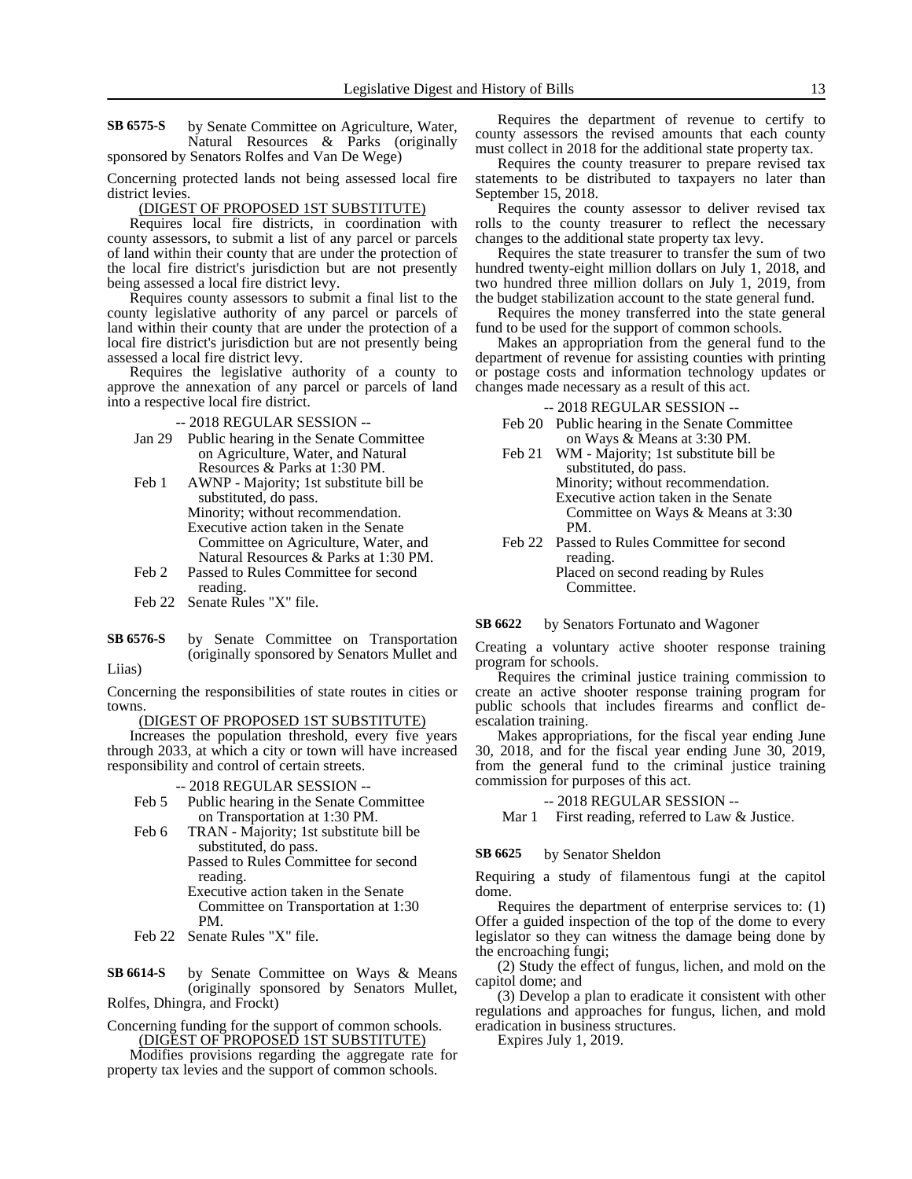**SB 6575-S** by Senate Committee on Agriculture, Water, Natural Resources & Parks (originally sponsored by Senators Rolfes and Van De Wege)

Concerning protected lands not being assessed local fire district levies.

(DIGEST OF PROPOSED 1ST SUBSTITUTE)

Requires local fire districts, in coordination with county assessors, to submit a list of any parcel or parcels of land within their county that are under the protection of the local fire district's jurisdiction but are not presently being assessed a local fire district levy.

Requires county assessors to submit a final list to the county legislative authority of any parcel or parcels of land within their county that are under the protection of a local fire district's jurisdiction but are not presently being assessed a local fire district levy.

Requires the legislative authority of a county to approve the annexation of any parcel or parcels of land into a respective local fire district.

-- 2018 REGULAR SESSION --

Jan 29 Public hearing in the Senate Committee on Agriculture, Water, and Natural Resources & Parks at 1:30 PM.

Feb 1 AWNP - Majority; 1st substitute bill be substituted, do pass.
Minority; without recommendation.
Executive action taken in the Senate Committee on Agriculture, Water, and Natural Resources & Parks at 1:30 PM.

Feb 2 Passed to Rules Committee for second reading.

Feb 22 Senate Rules "X" file.

**SB 6576-S** by Senate Committee on Transportation (originally sponsored by Senators Mullet and Liias)

Concerning the responsibilities of state routes in cities or towns.

(DIGEST OF PROPOSED 1ST SUBSTITUTE)

Increases the population threshold, every five years through 2033, at which a city or town will have increased responsibility and control of certain streets.

-- 2018 REGULAR SESSION --

Feb 5 Public hearing in the Senate Committee on Transportation at 1:30 PM.

Feb 6 TRAN - Majority; 1st substitute bill be substituted, do pass.
Passed to Rules Committee for second reading.
Executive action taken in the Senate Committee on Transportation at 1:30 PM.

Feb 22 Senate Rules "X" file.

**SB 6614-S** by Senate Committee on Ways & Means (originally sponsored by Senators Mullet, Rolfes, Dhingra, and Frockt)

Concerning funding for the support of common schools.

(DIGEST OF PROPOSED 1ST SUBSTITUTE)

Modifies provisions regarding the aggregate rate for property tax levies and the support of common schools.

Requires the department of revenue to certify to county assessors the revised amounts that each county must collect in 2018 for the additional state property tax.

Requires the county treasurer to prepare revised tax statements to be distributed to taxpayers no later than September 15, 2018.

Requires the county assessor to deliver revised tax rolls to the county treasurer to reflect the necessary changes to the additional state property tax levy.

Requires the state treasurer to transfer the sum of two hundred twenty-eight million dollars on July 1, 2018, and two hundred three million dollars on July 1, 2019, from the budget stabilization account to the state general fund.

Requires the money transferred into the state general fund to be used for the support of common schools.

Makes an appropriation from the general fund to the department of revenue for assisting counties with printing or postage costs and information technology updates or changes made necessary as a result of this act.

-- 2018 REGULAR SESSION --

Feb 20 Public hearing in the Senate Committee on Ways & Means at 3:30 PM.

Feb 21 WM - Majority; 1st substitute bill be substituted, do pass.
Minority; without recommendation.
Executive action taken in the Senate Committee on Ways & Means at 3:30 PM.

Feb 22 Passed to Rules Committee for second reading.
Placed on second reading by Rules Committee.

**SB 6622** by Senators Fortunato and Wagoner

Creating a voluntary active shooter response training program for schools.

Requires the criminal justice training commission to create an active shooter response training program for public schools that includes firearms and conflict de-escalation training.

Makes appropriations, for the fiscal year ending June 30, 2018, and for the fiscal year ending June 30, 2019, from the general fund to the criminal justice training commission for purposes of this act.

-- 2018 REGULAR SESSION --

Mar 1 First reading, referred to Law & Justice.

**SB 6625** by Senator Sheldon

Requiring a study of filamentous fungi at the capitol dome.

Requires the department of enterprise services to: (1) Offer a guided inspection of the top of the dome to every legislator so they can witness the damage being done by the encroaching fungi;

(2) Study the effect of fungus, lichen, and mold on the capitol dome; and

(3) Develop a plan to eradicate it consistent with other regulations and approaches for fungus, lichen, and mold eradication in business structures.

Expires July 1, 2019.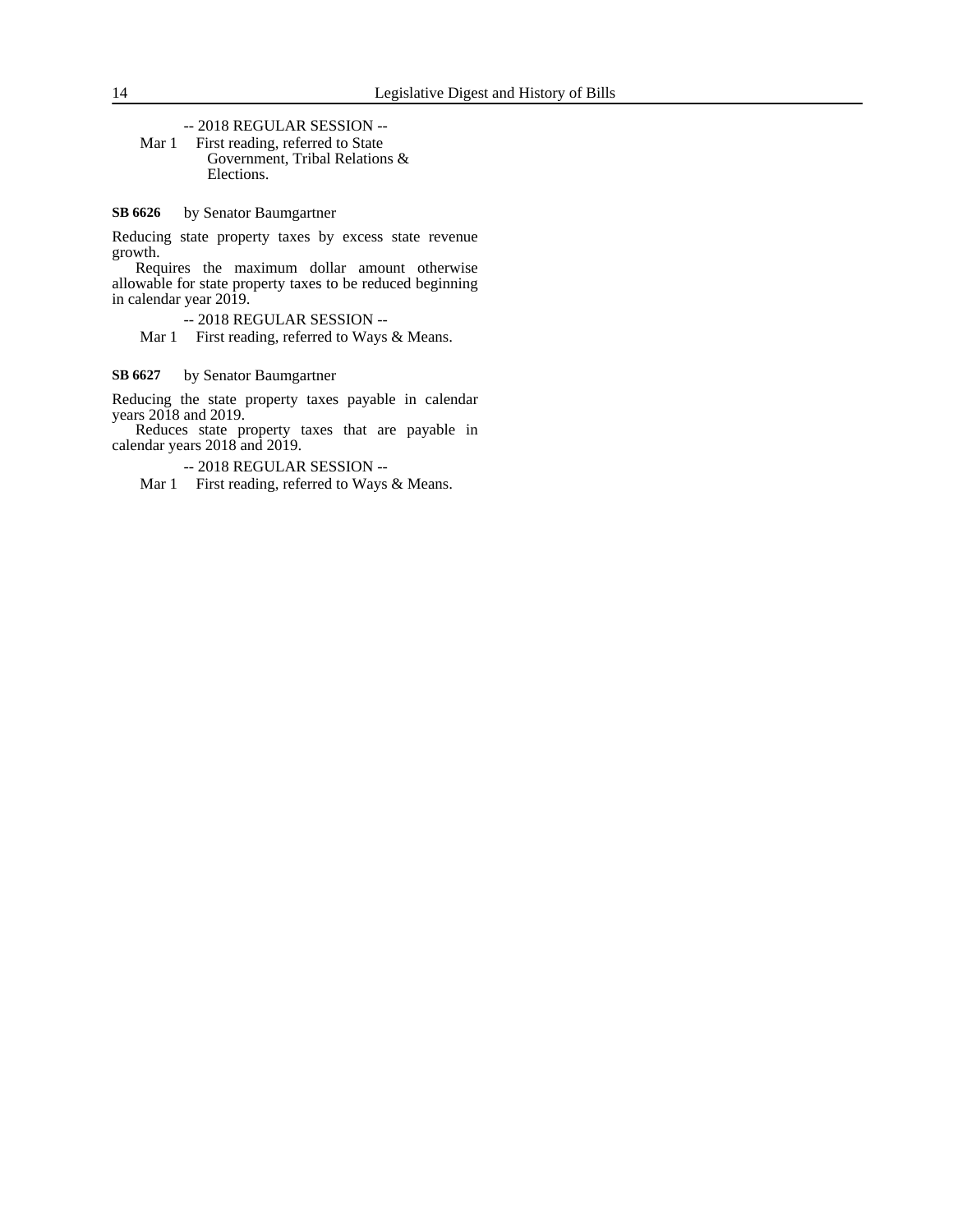-- 2018 REGULAR SESSION --

Mar 1 First reading, referred to State Government, Tribal Relations & Elections.

**SB 6626** by Senator Baumgartner

Reducing state property taxes by excess state revenue growth.

Requires the maximum dollar amount otherwise allowable for state property taxes to be reduced beginning in calendar year 2019.

-- 2018 REGULAR SESSION --

Mar 1 First reading, referred to Ways & Means.

**SB 6627** by Senator Baumgartner

Reducing the state property taxes payable in calendar years 2018 and 2019.

Reduces state property taxes that are payable in calendar years 2018 and 2019.

-- 2018 REGULAR SESSION --

Mar 1 First reading, referred to Ways & Means.